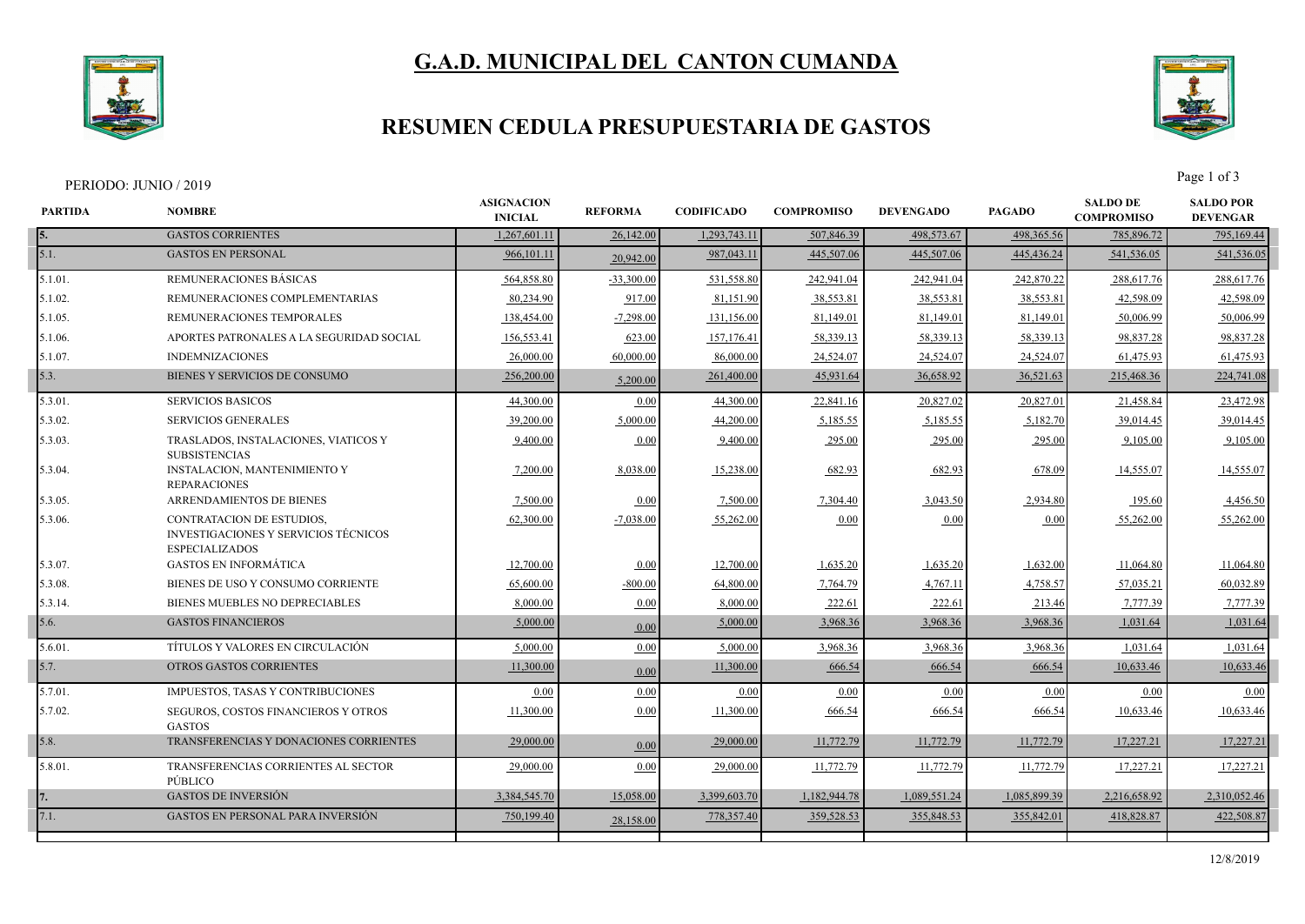# G.A.D. MUNICIPAL DEL CANTON CUMANDA

## RESUMEN CEDULA PRESUPUESTARIA DE GASTOS

PERIODO: JUNIO / 2019

| PARTIDA | NOMBRE | ASIGNACION INICIAL | REFORMA | CODIFICADO | COMPROMISO | DEVENGADO | PAGADO | SALDO DE COMPROMISO | SALDO POR DEVENGAR |
|---|---|---|---|---|---|---|---|---|---|
| 5. | GASTOS CORRIENTES | 1,267,601.11 | 26,142.00 | 1,293,743.11 | 507,846.39 | 498,573.67 | 498,365.56 | 785,896.72 | 795,169.44 |
| 5.1. | GASTOS EN PERSONAL | 966,101.11 | 20,942.00 | 987,043.11 | 445,507.06 | 445,507.06 | 445,436.24 | 541,536.05 | 541,536.05 |
| 5.1.01. | REMUNERACIONES BÁSICAS | 564,858.80 | -33,300.00 | 531,558.80 | 242,941.04 | 242,941.04 | 242,870.22 | 288,617.76 | 288,617.76 |
| 5.1.02. | REMUNERACIONES COMPLEMENTARIAS | 80,234.90 | 917.00 | 81,151.90 | 38,553.81 | 38,553.81 | 38,553.81 | 42,598.09 | 42,598.09 |
| 5.1.05. | REMUNERACIONES TEMPORALES | 138,454.00 | -7,298.00 | 131,156.00 | 81,149.01 | 81,149.01 | 81,149.01 | 50,006.99 | 50,006.99 |
| 5.1.06. | APORTES PATRONALES A LA SEGURIDAD SOCIAL | 156,553.41 | 623.00 | 157,176.41 | 58,339.13 | 58,339.13 | 58,339.13 | 98,837.28 | 98,837.28 |
| 5.1.07. | INDEMNIZACIONES | 26,000.00 | 60,000.00 | 86,000.00 | 24,524.07 | 24,524.07 | 24,524.07 | 61,475.93 | 61,475.93 |
| 5.3. | BIENES Y SERVICIOS DE CONSUMO | 256,200.00 | 5,200.00 | 261,400.00 | 45,931.64 | 36,658.92 | 36,521.63 | 215,468.36 | 224,741.08 |
| 5.3.01. | SERVICIOS BASICOS | 44,300.00 | 0.00 | 44,300.00 | 22,841.16 | 20,827.02 | 20,827.01 | 21,458.84 | 23,472.98 |
| 5.3.02. | SERVICIOS GENERALES | 39,200.00 | 5,000.00 | 44,200.00 | 5,185.55 | 5,185.55 | 5,182.70 | 39,014.45 | 39,014.45 |
| 5.3.03. | TRASLADOS, INSTALACIONES, VIATICOS Y SUBSISTENCIAS | 9,400.00 | 0.00 | 9,400.00 | 295.00 | 295.00 | 295.00 | 9,105.00 | 9,105.00 |
| 5.3.04. | INSTALACION, MANTENIMIENTO Y REPARACIONES | 7,200.00 | 8,038.00 | 15,238.00 | 682.93 | 682.93 | 678.09 | 14,555.07 | 14,555.07 |
| 5.3.05. | ARRENDAMIENTOS DE BIENES | 7,500.00 | 0.00 | 7,500.00 | 7,304.40 | 3,043.50 | 2,934.80 | 195.60 | 4,456.50 |
| 5.3.06. | CONTRATACION DE ESTUDIOS, INVESTIGACIONES Y SERVICIOS TÉCNICOS ESPECIALIZADOS | 62,300.00 | -7,038.00 | 55,262.00 | 0.00 | 0.00 | 0.00 | 55,262.00 | 55,262.00 |
| 5.3.07. | GASTOS EN INFORMÁTICA | 12,700.00 | 0.00 | 12,700.00 | 1,635.20 | 1,635.20 | 1,632.00 | 11,064.80 | 11,064.80 |
| 5.3.08. | BIENES DE USO Y CONSUMO CORRIENTE | 65,600.00 | -800.00 | 64,800.00 | 7,764.79 | 4,767.11 | 4,758.57 | 57,035.21 | 60,032.89 |
| 5.3.14. | BIENES MUEBLES NO DEPRECIABLES | 8,000.00 | 0.00 | 8,000.00 | 222.61 | 222.61 | 213.46 | 7,777.39 | 7,777.39 |
| 5.6. | GASTOS FINANCIEROS | 5,000.00 | 0.00 | 5,000.00 | 3,968.36 | 3,968.36 | 3,968.36 | 1,031.64 | 1,031.64 |
| 5.6.01. | TÍTULOS Y VALORES EN CIRCULACIÓN | 5,000.00 | 0.00 | 5,000.00 | 3,968.36 | 3,968.36 | 3,968.36 | 1,031.64 | 1,031.64 |
| 5.7. | OTROS GASTOS CORRIENTES | 11,300.00 | 0.00 | 11,300.00 | 666.54 | 666.54 | 666.54 | 10,633.46 | 10,633.46 |
| 5.7.01. | IMPUESTOS, TASAS Y CONTRIBUCIONES | 0.00 | 0.00 | 0.00 | 0.00 | 0.00 | 0.00 | 0.00 | 0.00 |
| 5.7.02. | SEGUROS, COSTOS FINANCIEROS Y OTROS GASTOS | 11,300.00 | 0.00 | 11,300.00 | 666.54 | 666.54 | 666.54 | 10,633.46 | 10,633.46 |
| 5.8. | TRANSFERENCIAS Y DONACIONES CORRIENTES | 29,000.00 | 0.00 | 29,000.00 | 11,772.79 | 11,772.79 | 11,772.79 | 17,227.21 | 17,227.21 |
| 5.8.01. | TRANSFERENCIAS CORRIENTES AL SECTOR PÚBLICO | 29,000.00 | 0.00 | 29,000.00 | 11,772.79 | 11,772.79 | 11,772.79 | 17,227.21 | 17,227.21 |
| 7. | GASTOS DE INVERSIÓN | 3,384,545.70 | 15,058.00 | 3,399,603.70 | 1,182,944.78 | 1,089,551.24 | 1,085,899.39 | 2,216,658.92 | 2,310,052.46 |
| 7.1. | GASTOS EN PERSONAL PARA INVERSIÓN | 750,199.40 | 28,158.00 | 778,357.40 | 359,528.53 | 355,848.53 | 355,842.01 | 418,828.87 | 422,508.87 |

12/8/2019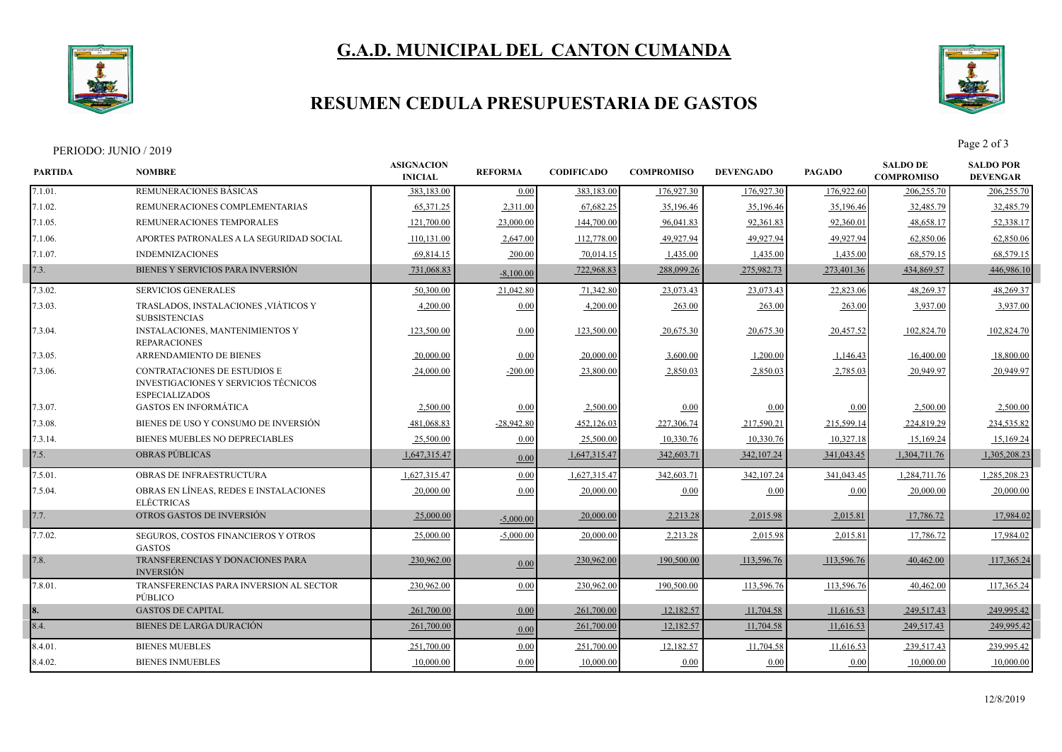# G.A.D. MUNICIPAL DEL CANTON CUMANDA

## RESUMEN CEDULA PRESUPUESTARIA DE GASTOS

PERIODO: JUNIO / 2019

| PARTIDA | NOMBRE | ASIGNACION INICIAL | REFORMA | CODIFICADO | COMPROMISO | DEVENGADO | PAGADO | SALDO DE COMPROMISO | SALDO POR DEVENGAR |
|---|---|---|---|---|---|---|---|---|---|
| 7.1.01. | REMUNERACIONES BÁSICAS | 383,183.00 | 0.00 | 383,183.00 | 176,927.30 | 176,927.30 | 176,922.60 | 206,255.70 | 206,255.70 |
| 7.1.02. | REMUNERACIONES COMPLEMENTARIAS | 65,371.25 | 2,311.00 | 67,682.25 | 35,196.46 | 35,196.46 | 35,196.46 | 32,485.79 | 32,485.79 |
| 7.1.05. | REMUNERACIONES TEMPORALES | 121,700.00 | 23,000.00 | 144,700.00 | 96,041.83 | 92,361.83 | 92,360.01 | 48,658.17 | 52,338.17 |
| 7.1.06. | APORTES PATRONALES A LA SEGURIDAD SOCIAL | 110,131.00 | 2,647.00 | 112,778.00 | 49,927.94 | 49,927.94 | 49,927.94 | 62,850.06 | 62,850.06 |
| 7.1.07. | INDEMNIZACIONES | 69,814.15 | 200.00 | 70,014.15 | 1,435.00 | 1,435.00 | 1,435.00 | 68,579.15 | 68,579.15 |
| 7.3. | BIENES Y SERVICIOS PARA INVERSIÓN | 731,068.83 | -8,100.00 | 722,968.83 | 288,099.26 | 275,982.73 | 273,401.36 | 434,869.57 | 446,986.10 |
| 7.3.02. | SERVICIOS GENERALES | 50,300.00 | 21,042.80 | 71,342.80 | 23,073.43 | 23,073.43 | 22,823.06 | 48,269.37 | 48,269.37 |
| 7.3.03. | TRASLADOS, INSTALACIONES ,VIÁTICOS Y SUBSISTENCIAS | 4,200.00 | 0.00 | 4,200.00 | 263.00 | 263.00 | 263.00 | 3,937.00 | 3,937.00 |
| 7.3.04. | INSTALACIONES, MANTENIMIENTOS Y REPARACIONES | 123,500.00 | 0.00 | 123,500.00 | 20,675.30 | 20,675.30 | 20,457.52 | 102,824.70 | 102,824.70 |
| 7.3.05. | ARRENDAMIENTO DE BIENES | 20,000.00 | 0.00 | 20,000.00 | 3,600.00 | 1,200.00 | 1,146.43 | 16,400.00 | 18,800.00 |
| 7.3.06. | CONTRATACIONES DE ESTUDIOS E INVESTIGACIONES Y SERVICIOS TÉCNICOS ESPECIALIZADOS | 24,000.00 | -200.00 | 23,800.00 | 2,850.03 | 2,850.03 | 2,785.03 | 20,949.97 | 20,949.97 |
| 7.3.07. | GASTOS EN INFORMÁTICA | 2,500.00 | 0.00 | 2,500.00 | 0.00 | 0.00 | 0.00 | 2,500.00 | 2,500.00 |
| 7.3.08. | BIENES DE USO Y CONSUMO DE INVERSIÓN | 481,068.83 | -28,942.80 | 452,126.03 | 227,306.74 | 217,590.21 | 215,599.14 | 224,819.29 | 234,535.82 |
| 7.3.14. | BIENES MUEBLES NO DEPRECIABLES | 25,500.00 | 0.00 | 25,500.00 | 10,330.76 | 10,330.76 | 10,327.18 | 15,169.24 | 15,169.24 |
| 7.5. | OBRAS PÚBLICAS | 1,647,315.47 | 0.00 | 1,647,315.47 | 342,603.71 | 342,107.24 | 341,043.45 | 1,304,711.76 | 1,305,208.23 |
| 7.5.01. | OBRAS DE INFRAESTRUCTURA | 1,627,315.47 | 0.00 | 1,627,315.47 | 342,603.71 | 342,107.24 | 341,043.45 | 1,284,711.76 | 1,285,208.23 |
| 7.5.04. | OBRAS EN LÍNEAS, REDES E INSTALACIONES ELÉCTRICAS | 20,000.00 | 0.00 | 20,000.00 | 0.00 | 0.00 | 0.00 | 20,000.00 | 20,000.00 |
| 7.7. | OTROS GASTOS DE INVERSIÓN | 25,000.00 | -5,000.00 | 20,000.00 | 2,213.28 | 2,015.98 | 2,015.81 | 17,786.72 | 17,984.02 |
| 7.7.02. | SEGUROS, COSTOS FINANCIEROS Y OTROS GASTOS | 25,000.00 | -5,000.00 | 20,000.00 | 2,213.28 | 2,015.98 | 2,015.81 | 17,786.72 | 17,984.02 |
| 7.8. | TRANSFERENCIAS Y DONACIONES PARA INVERSIÓN | 230,962.00 | 0.00 | 230,962.00 | 190,500.00 | 113,596.76 | 113,596.76 | 40,462.00 | 117,365.24 |
| 7.8.01. | TRANSFERENCIAS PARA INVERSION AL SECTOR PÚBLICO | 230,962.00 | 0.00 | 230,962.00 | 190,500.00 | 113,596.76 | 113,596.76 | 40,462.00 | 117,365.24 |
| 8. | GASTOS DE CAPITAL | 261,700.00 | 0.00 | 261,700.00 | 12,182.57 | 11,704.58 | 11,616.53 | 249,517.43 | 249,995.42 |
| 8.4. | BIENES DE LARGA DURACIÒN | 261,700.00 | 0.00 | 261,700.00 | 12,182.57 | 11,704.58 | 11,616.53 | 249,517.43 | 249,995.42 |
| 8.4.01. | BIENES MUEBLES | 251,700.00 | 0.00 | 251,700.00 | 12,182.57 | 11,704.58 | 11,616.53 | 239,517.43 | 239,995.42 |
| 8.4.02. | BIENES INMUEBLES | 10,000.00 | 0.00 | 10,000.00 | 0.00 | 0.00 | 0.00 | 10,000.00 | 10,000.00 |

12/8/2019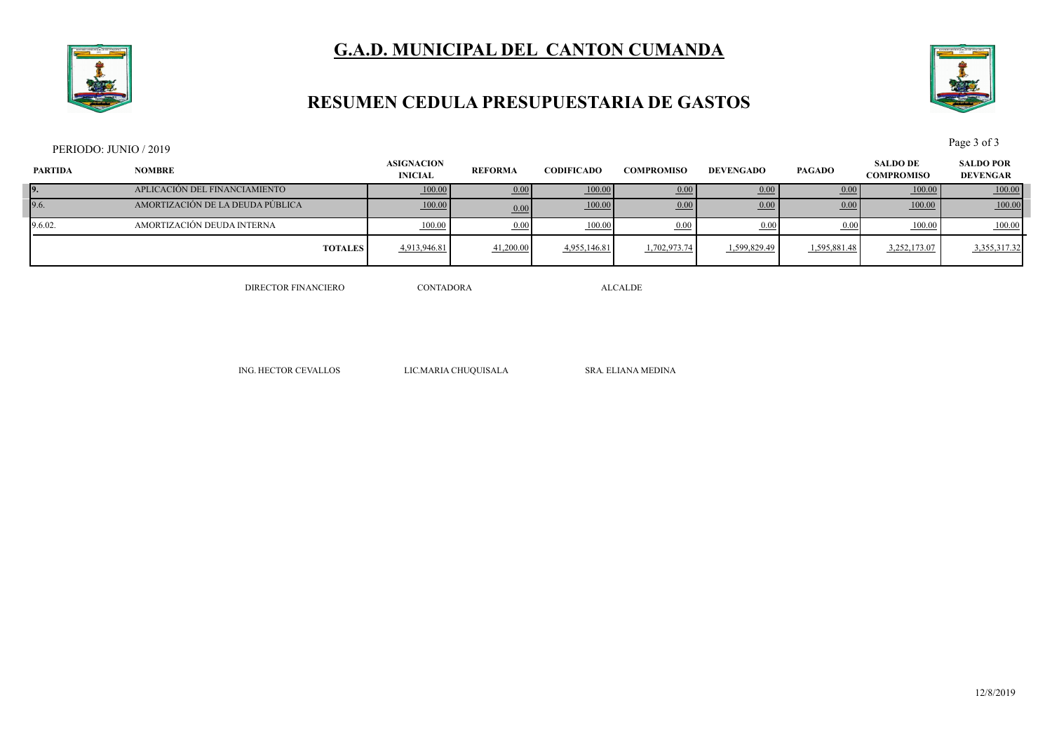# G.A.D. MUNICIPAL DEL CANTON CUMANDA

## RESUMEN CEDULA PRESUPUESTARIA DE GASTOS

PERIODO: JUNIO / 2019

| PARTIDA | NOMBRE | ASIGNACION INICIAL | REFORMA | CODIFICADO | COMPROMISO | DEVENGADO | PAGADO | SALDO DE COMPROMISO | SALDO POR DEVENGAR |
|---|---|---|---|---|---|---|---|---|---|
| 9. | APLICACIÓN DEL FINANCIAMIENTO | 100.00 | 0.00 | 100.00 | 0.00 | 0.00 | 0.00 | 100.00 | 100.00 |
| 9.6. | AMORTIZACIÓN DE LA DEUDA PÚBLICA | 100.00 | 0.00 | 100.00 | 0.00 | 0.00 | 0.00 | 100.00 | 100.00 |
| 9.6.02. | AMORTIZACIÓN DEUDA INTERNA | 100.00 | 0.00 | 100.00 | 0.00 | 0.00 | 0.00 | 100.00 | 100.00 |
| | TOTALES | 4,913,946.81 | 41,200.00 | 4,955,146.81 | 1,702,973.74 | 1,599,829.49 | 1,595,881.48 | 3,252,173.07 | 3,355,317.32 |

| DIRECTOR FINANCIERO | CONTADORA | ALCALDE |
|---|---|---|
| ING. HECTOR CEVALLOS | LIC.MARIA CHUQUISALA | SRA. ELIANA MEDINA |

12/8/2019